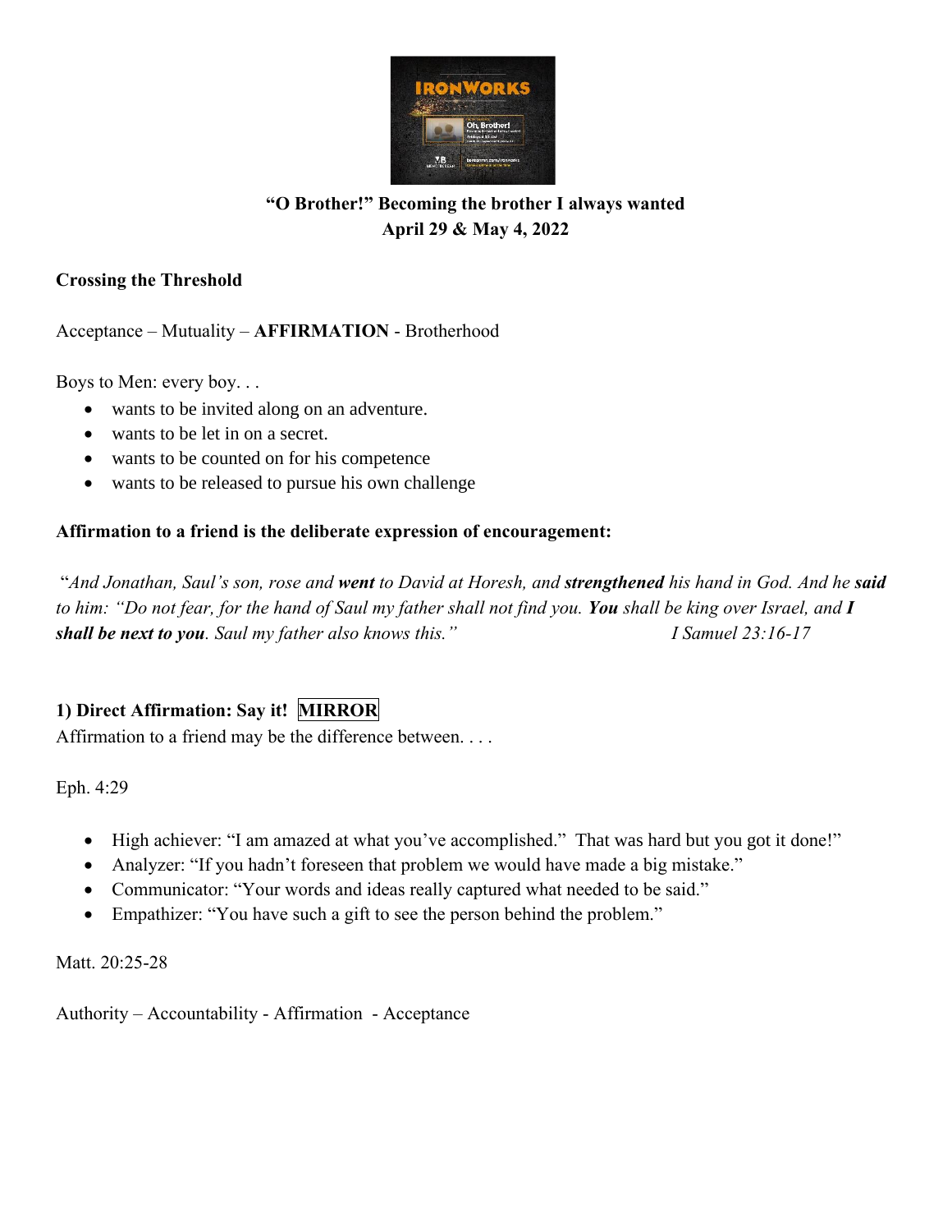**"O Brother!" Becoming the brother I always wanted**
**April 29 & May 4, 2022**

**Crossing the Threshold**

Acceptance – Mutuality – **AFFIRMATION** - Brotherhood

Boys to Men: every boy. . .

- wants to be invited along on an adventure.
- wants to be let in on a secret.
- wants to be counted on for his competence
- wants to be released to pursue his own challenge

**Affirmation to a friend is the deliberate expression of encouragement:**

"*And Jonathan, Saul's son, rose and **went** to David at Horesh, and **strengthened** his hand in God. And he **said** to him: "Do not fear, for the hand of Saul my father shall not find you. **You** shall be king over Israel, and **I shall be next to you**. Saul my father also knows this."* *I Samuel 23:16-17*

**1) Direct Affirmation: Say it! MIRROR**

Affirmation to a friend may be the difference between. . . .

Eph. 4:29

- High achiever: "I am amazed at what you've accomplished." That was hard but you got it done!"
- Analyzer: "If you hadn't foreseen that problem we would have made a big mistake."
- Communicator: "Your words and ideas really captured what needed to be said."
- Empathizer: "You have such a gift to see the person behind the problem."

Matt. 20:25-28

Authority – Accountability - Affirmation - Acceptance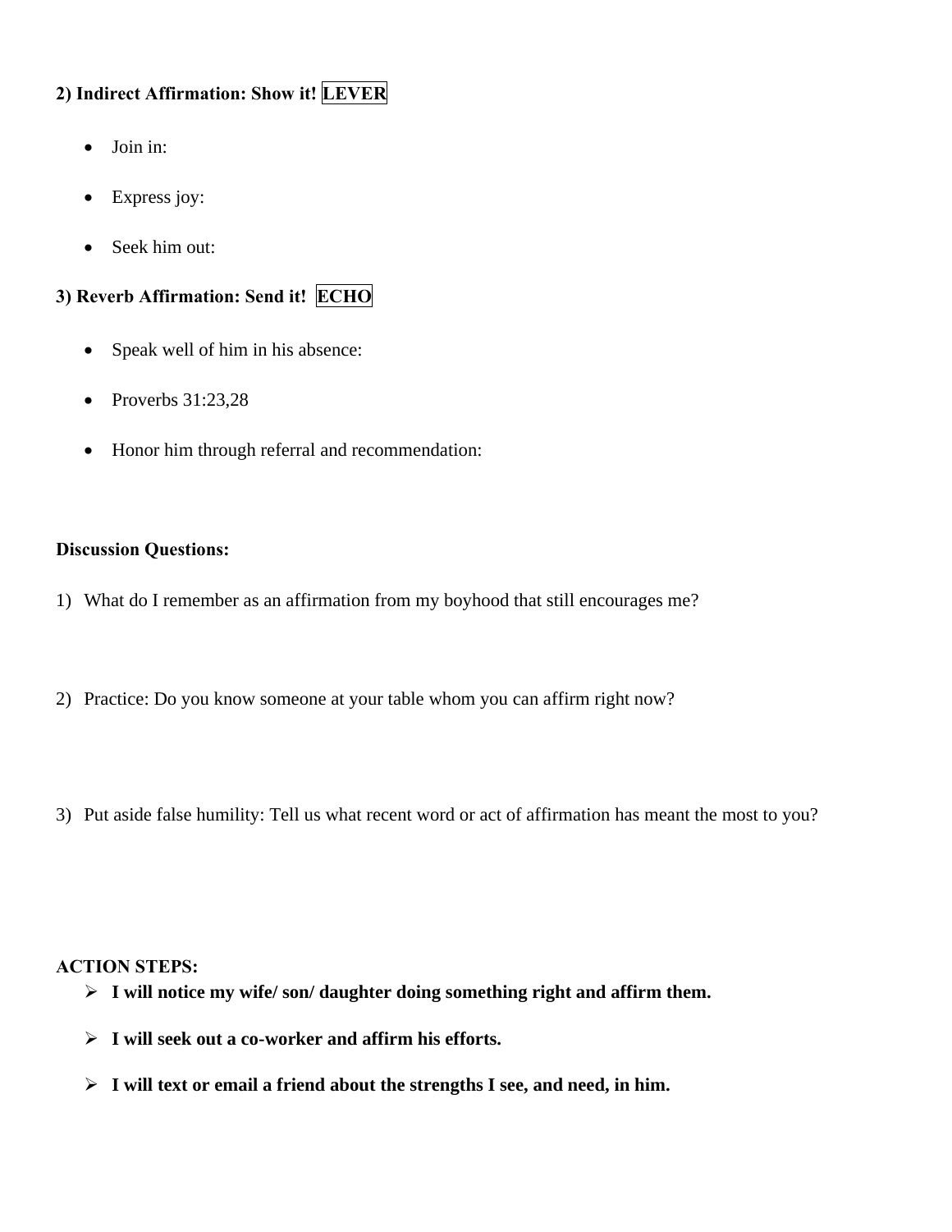**2) Indirect Affirmation: Show it! LEVER**

- Join in:
- Express joy:
- Seek him out:

**3) Reverb Affirmation: Send it! ECHO**

- Speak well of him in his absence:
- Proverbs 31:23,28
- Honor him through referral and recommendation:

**Discussion Questions:**

1) What do I remember as an affirmation from my boyhood that still encourages me?

2) Practice: Do you know someone at your table whom you can affirm right now?

3) Put aside false humility: Tell us what recent word or act of affirmation has meant the most to you?

**ACTION STEPS:**

- **I will notice my wife/ son/ daughter doing something right and affirm them.**
- **I will seek out a co-worker and affirm his efforts.**
- **I will text or email a friend about the strengths I see, and need, in him.**